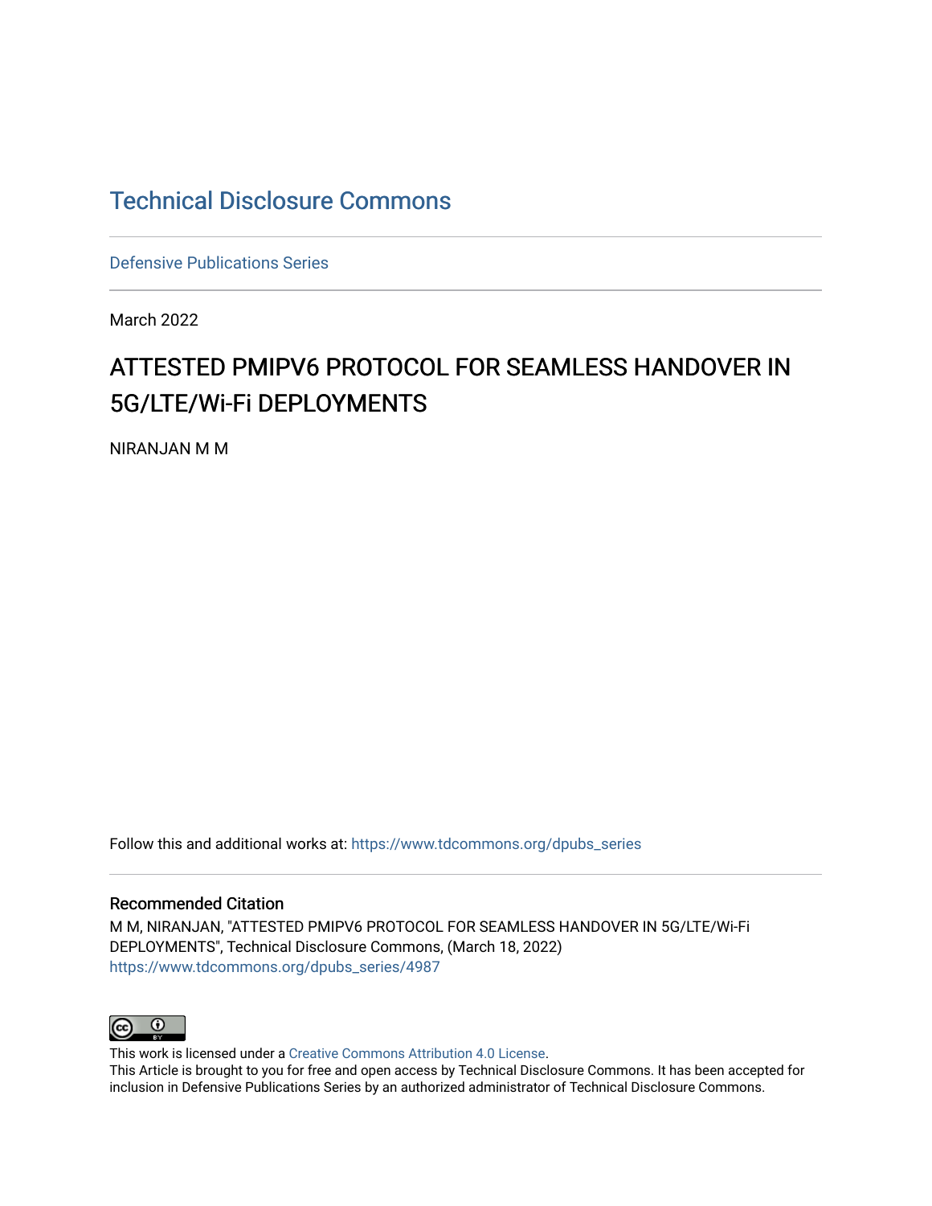# Technical Disclosure Commons

Defensive Publications Series

March 2022

## ATTESTED PMIPV6 PROTOCOL FOR SEAMLESS HANDOVER IN 5G/LTE/Wi-Fi DEPLOYMENTS

NIRANJAN M M

Follow this and additional works at: https://www.tdcommons.org/dpubs_series

### Recommended Citation

M M, NIRANJAN, "ATTESTED PMIPV6 PROTOCOL FOR SEAMLESS HANDOVER IN 5G/LTE/Wi-Fi DEPLOYMENTS", Technical Disclosure Commons, (March 18, 2022)
https://www.tdcommons.org/dpubs_series/4987

This work is licensed under a Creative Commons Attribution 4.0 License.
This Article is brought to you for free and open access by Technical Disclosure Commons. It has been accepted for inclusion in Defensive Publications Series by an authorized administrator of Technical Disclosure Commons.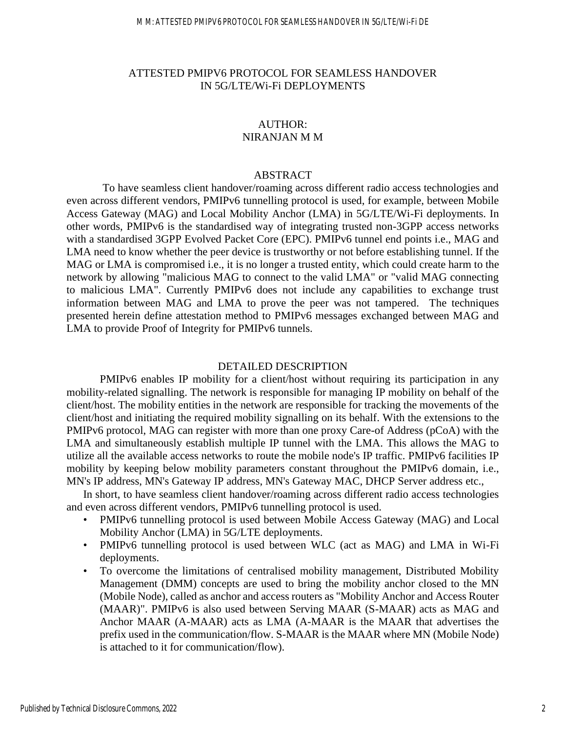# ATTESTED PMIPV6 PROTOCOL FOR SEAMLESS HANDOVER IN 5G/LTE/Wi-Fi DEPLOYMENTS

AUTHOR:
NIRANJAN M M

## ABSTRACT

To have seamless client handover/roaming across different radio access technologies and even across different vendors, PMIPv6 tunnelling protocol is used, for example, between Mobile Access Gateway (MAG) and Local Mobility Anchor (LMA) in 5G/LTE/Wi-Fi deployments. In other words, PMIPv6 is the standardised way of integrating trusted non-3GPP access networks with a standardised 3GPP Evolved Packet Core (EPC). PMIPv6 tunnel end points i.e., MAG and LMA need to know whether the peer device is trustworthy or not before establishing tunnel. If the MAG or LMA is compromised i.e., it is no longer a trusted entity, which could create harm to the network by allowing "malicious MAG to connect to the valid LMA" or "valid MAG connecting to malicious LMA". Currently PMIPv6 does not include any capabilities to exchange trust information between MAG and LMA to prove the peer was not tampered. The techniques presented herein define attestation method to PMIPv6 messages exchanged between MAG and LMA to provide Proof of Integrity for PMIPv6 tunnels.

## DETAILED DESCRIPTION

PMIPv6 enables IP mobility for a client/host without requiring its participation in any mobility-related signalling. The network is responsible for managing IP mobility on behalf of the client/host. The mobility entities in the network are responsible for tracking the movements of the client/host and initiating the required mobility signalling on its behalf. With the extensions to the PMIPv6 protocol, MAG can register with more than one proxy Care-of Address (pCoA) with the LMA and simultaneously establish multiple IP tunnel with the LMA. This allows the MAG to utilize all the available access networks to route the mobile node's IP traffic. PMIPv6 facilities IP mobility by keeping below mobility parameters constant throughout the PMIPv6 domain, i.e., MN's IP address, MN's Gateway IP address, MN's Gateway MAC, DHCP Server address etc.,

In short, to have seamless client handover/roaming across different radio access technologies and even across different vendors, PMIPv6 tunnelling protocol is used.

- PMIPv6 tunnelling protocol is used between Mobile Access Gateway (MAG) and Local Mobility Anchor (LMA) in 5G/LTE deployments.
- PMIPv6 tunnelling protocol is used between WLC (act as MAG) and LMA in Wi-Fi deployments.
- To overcome the limitations of centralised mobility management, Distributed Mobility Management (DMM) concepts are used to bring the mobility anchor closed to the MN (Mobile Node), called as anchor and access routers as "Mobility Anchor and Access Router (MAAR)". PMIPv6 is also used between Serving MAAR (S-MAAR) acts as MAG and Anchor MAAR (A-MAAR) acts as LMA (A-MAAR is the MAAR that advertises the prefix used in the communication/flow. S-MAAR is the MAAR where MN (Mobile Node) is attached to it for communication/flow).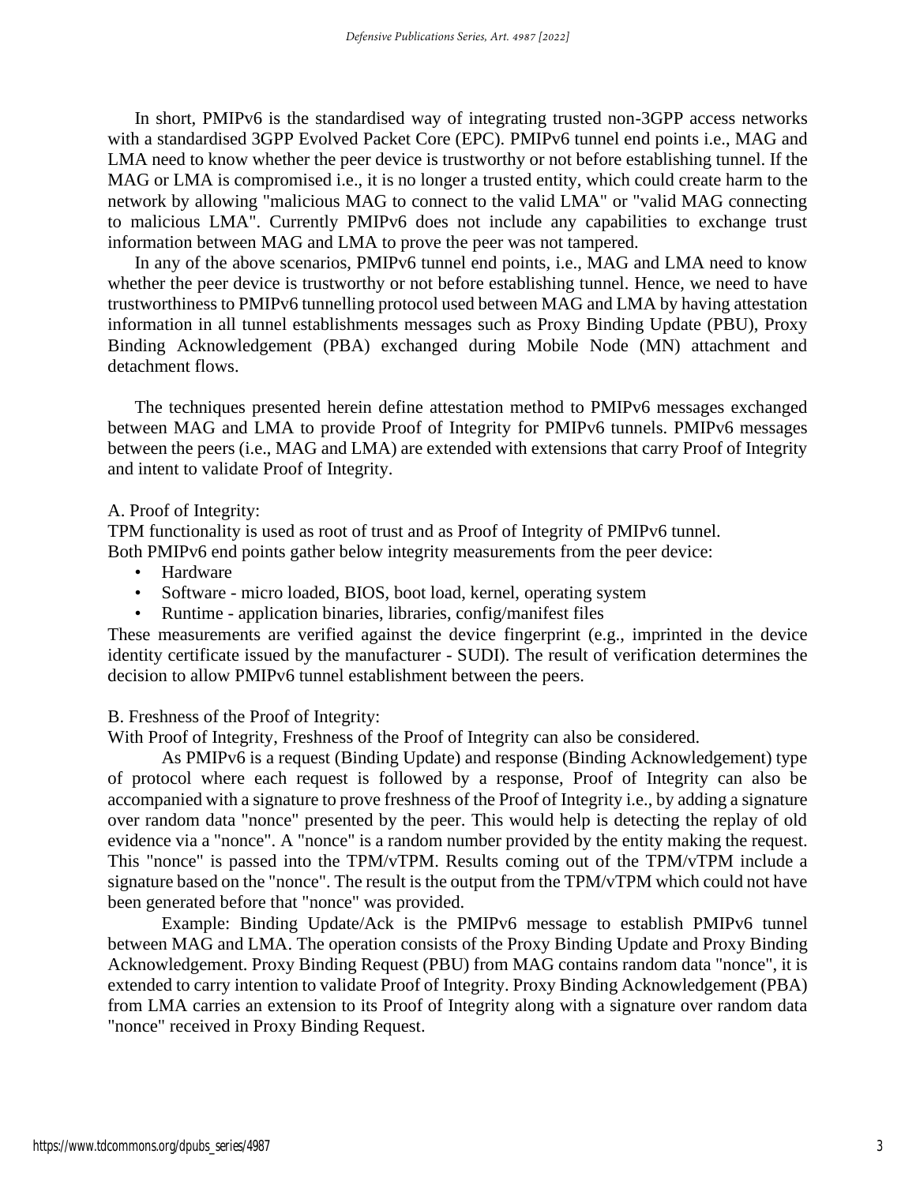In short, PMIPv6 is the standardised way of integrating trusted non-3GPP access networks with a standardised 3GPP Evolved Packet Core (EPC). PMIPv6 tunnel end points i.e., MAG and LMA need to know whether the peer device is trustworthy or not before establishing tunnel. If the MAG or LMA is compromised i.e., it is no longer a trusted entity, which could create harm to the network by allowing "malicious MAG to connect to the valid LMA" or "valid MAG connecting to malicious LMA". Currently PMIPv6 does not include any capabilities to exchange trust information between MAG and LMA to prove the peer was not tampered.

In any of the above scenarios, PMIPv6 tunnel end points, i.e., MAG and LMA need to know whether the peer device is trustworthy or not before establishing tunnel. Hence, we need to have trustworthiness to PMIPv6 tunnelling protocol used between MAG and LMA by having attestation information in all tunnel establishments messages such as Proxy Binding Update (PBU), Proxy Binding Acknowledgement (PBA) exchanged during Mobile Node (MN) attachment and detachment flows.

The techniques presented herein define attestation method to PMIPv6 messages exchanged between MAG and LMA to provide Proof of Integrity for PMIPv6 tunnels. PMIPv6 messages between the peers (i.e., MAG and LMA) are extended with extensions that carry Proof of Integrity and intent to validate Proof of Integrity.

A. Proof of Integrity:

TPM functionality is used as root of trust and as Proof of Integrity of PMIPv6 tunnel.
Both PMIPv6 end points gather below integrity measurements from the peer device:

- Hardware
- Software - micro loaded, BIOS, boot load, kernel, operating system
- Runtime - application binaries, libraries, config/manifest files

These measurements are verified against the device fingerprint (e.g., imprinted in the device identity certificate issued by the manufacturer - SUDI). The result of verification determines the decision to allow PMIPv6 tunnel establishment between the peers.

B. Freshness of the Proof of Integrity:

With Proof of Integrity, Freshness of the Proof of Integrity can also be considered.

As PMIPv6 is a request (Binding Update) and response (Binding Acknowledgement) type of protocol where each request is followed by a response, Proof of Integrity can also be accompanied with a signature to prove freshness of the Proof of Integrity i.e., by adding a signature over random data "nonce" presented by the peer. This would help is detecting the replay of old evidence via a "nonce". A "nonce" is a random number provided by the entity making the request. This "nonce" is passed into the TPM/vTPM. Results coming out of the TPM/vTPM include a signature based on the "nonce". The result is the output from the TPM/vTPM which could not have been generated before that "nonce" was provided.

Example: Binding Update/Ack is the PMIPv6 message to establish PMIPv6 tunnel between MAG and LMA. The operation consists of the Proxy Binding Update and Proxy Binding Acknowledgement. Proxy Binding Request (PBU) from MAG contains random data "nonce", it is extended to carry intention to validate Proof of Integrity. Proxy Binding Acknowledgement (PBA) from LMA carries an extension to its Proof of Integrity along with a signature over random data "nonce" received in Proxy Binding Request.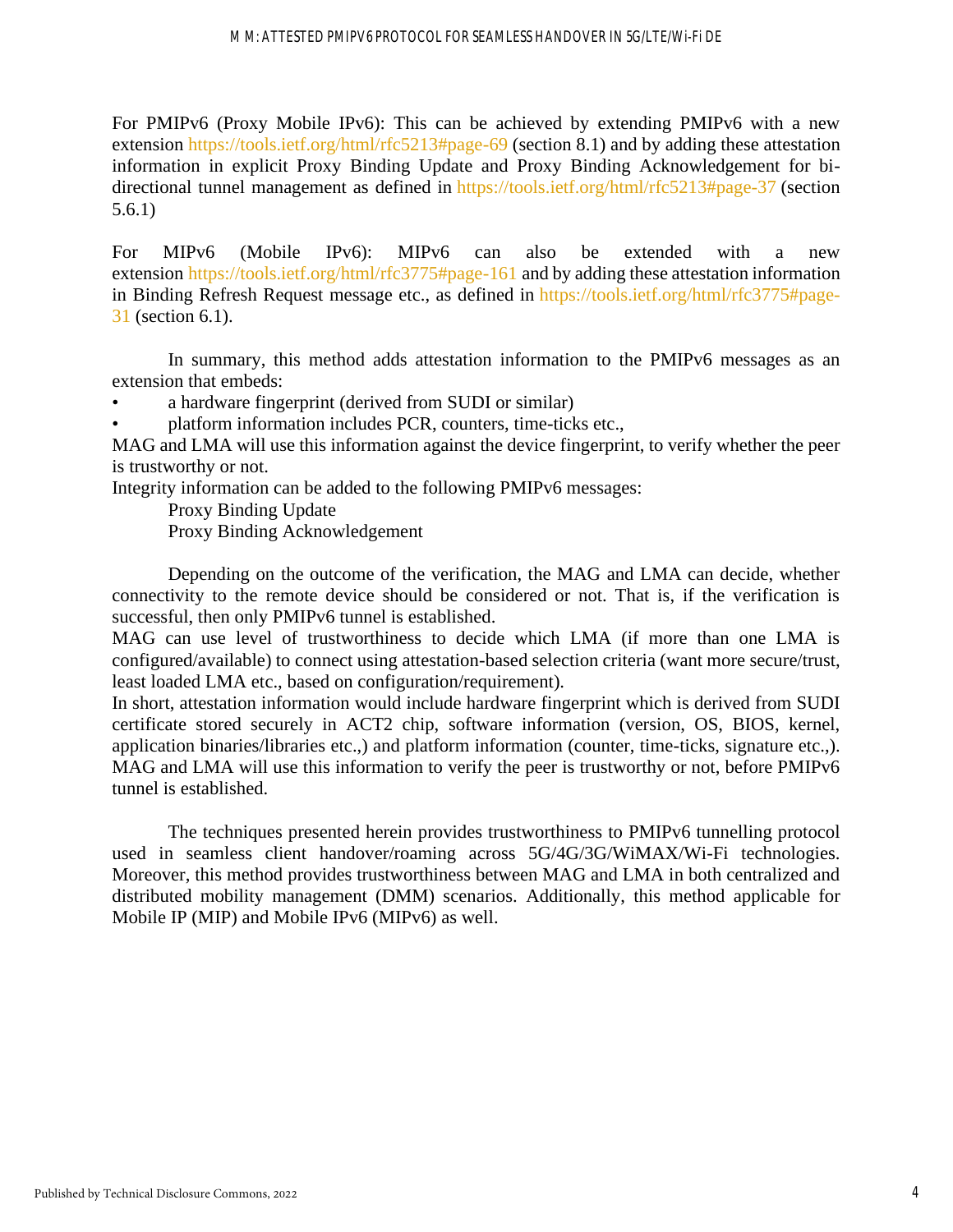For PMIPv6 (Proxy Mobile IPv6): This can be achieved by extending PMIPv6 with a new extension https://tools.ietf.org/html/rfc5213#page-69 (section 8.1) and by adding these attestation information in explicit Proxy Binding Update and Proxy Binding Acknowledgement for bi-directional tunnel management as defined in https://tools.ietf.org/html/rfc5213#page-37 (section 5.6.1)

For MIPv6 (Mobile IPv6): MIPv6 can also be extended with a new extension https://tools.ietf.org/html/rfc3775#page-161 and by adding these attestation information in Binding Refresh Request message etc., as defined in https://tools.ietf.org/html/rfc3775#page-31 (section 6.1).

In summary, this method adds attestation information to the PMIPv6 messages as an extension that embeds:

- a hardware fingerprint (derived from SUDI or similar)
- platform information includes PCR, counters, time-ticks etc.,

MAG and LMA will use this information against the device fingerprint, to verify whether the peer is trustworthy or not.

Integrity information can be added to the following PMIPv6 messages:

Proxy Binding Update

Proxy Binding Acknowledgement

Depending on the outcome of the verification, the MAG and LMA can decide, whether connectivity to the remote device should be considered or not. That is, if the verification is successful, then only PMIPv6 tunnel is established.

MAG can use level of trustworthiness to decide which LMA (if more than one LMA is configured/available) to connect using attestation-based selection criteria (want more secure/trust, least loaded LMA etc., based on configuration/requirement).

In short, attestation information would include hardware fingerprint which is derived from SUDI certificate stored securely in ACT2 chip, software information (version, OS, BIOS, kernel, application binaries/libraries etc.,) and platform information (counter, time-ticks, signature etc.,). MAG and LMA will use this information to verify the peer is trustworthy or not, before PMIPv6 tunnel is established.

The techniques presented herein provides trustworthiness to PMIPv6 tunnelling protocol used in seamless client handover/roaming across 5G/4G/3G/WiMAX/Wi-Fi technologies. Moreover, this method provides trustworthiness between MAG and LMA in both centralized and distributed mobility management (DMM) scenarios. Additionally, this method applicable for Mobile IP (MIP) and Mobile IPv6 (MIPv6) as well.